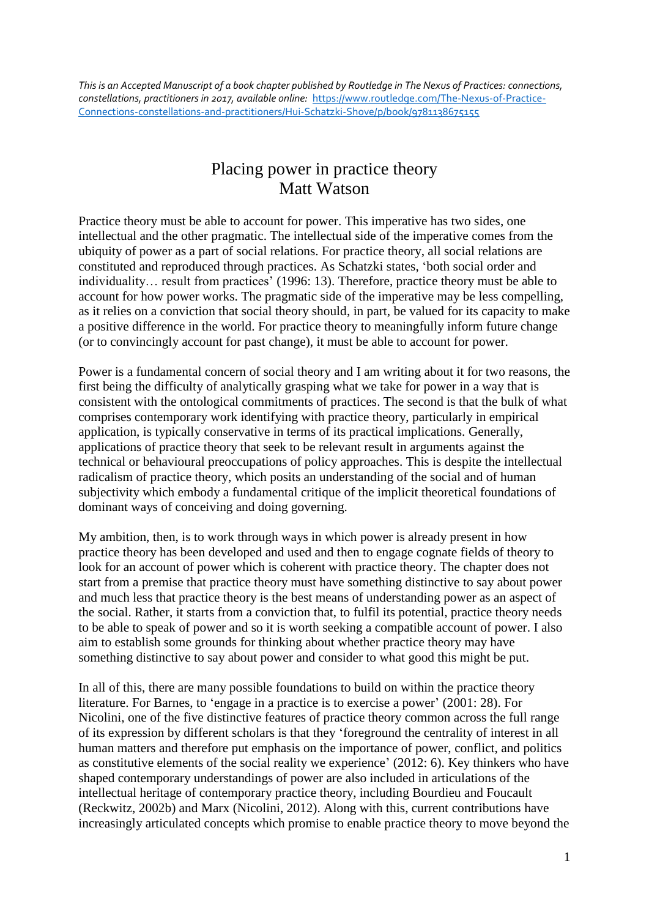*This is an Accepted Manuscript of a book chapter published by Routledge in The Nexus of Practices: connections, constellations, practitioners in 2017, available online:* https://www.routledge.com/The-Nexus-of-Practice-Connections-constellations-and-practitioners/Hui-Schatzki-Shove/p/book/9781138675155

# Placing power in practice theory
## Matt Watson

Practice theory must be able to account for power. This imperative has two sides, one intellectual and the other pragmatic. The intellectual side of the imperative comes from the ubiquity of power as a part of social relations. For practice theory, all social relations are constituted and reproduced through practices. As Schatzki states, 'both social order and individuality… result from practices' (1996: 13). Therefore, practice theory must be able to account for how power works. The pragmatic side of the imperative may be less compelling, as it relies on a conviction that social theory should, in part, be valued for its capacity to make a positive difference in the world. For practice theory to meaningfully inform future change (or to convincingly account for past change), it must be able to account for power.

Power is a fundamental concern of social theory and I am writing about it for two reasons, the first being the difficulty of analytically grasping what we take for power in a way that is consistent with the ontological commitments of practices. The second is that the bulk of what comprises contemporary work identifying with practice theory, particularly in empirical application, is typically conservative in terms of its practical implications. Generally, applications of practice theory that seek to be relevant result in arguments against the technical or behavioural preoccupations of policy approaches. This is despite the intellectual radicalism of practice theory, which posits an understanding of the social and of human subjectivity which embody a fundamental critique of the implicit theoretical foundations of dominant ways of conceiving and doing governing.

My ambition, then, is to work through ways in which power is already present in how practice theory has been developed and used and then to engage cognate fields of theory to look for an account of power which is coherent with practice theory. The chapter does not start from a premise that practice theory must have something distinctive to say about power and much less that practice theory is the best means of understanding power as an aspect of the social. Rather, it starts from a conviction that, to fulfil its potential, practice theory needs to be able to speak of power and so it is worth seeking a compatible account of power. I also aim to establish some grounds for thinking about whether practice theory may have something distinctive to say about power and consider to what good this might be put.

In all of this, there are many possible foundations to build on within the practice theory literature. For Barnes, to 'engage in a practice is to exercise a power' (2001: 28). For Nicolini, one of the five distinctive features of practice theory common across the full range of its expression by different scholars is that they 'foreground the centrality of interest in all human matters and therefore put emphasis on the importance of power, conflict, and politics as constitutive elements of the social reality we experience' (2012: 6). Key thinkers who have shaped contemporary understandings of power are also included in articulations of the intellectual heritage of contemporary practice theory, including Bourdieu and Foucault (Reckwitz, 2002b) and Marx (Nicolini, 2012). Along with this, current contributions have increasingly articulated concepts which promise to enable practice theory to move beyond the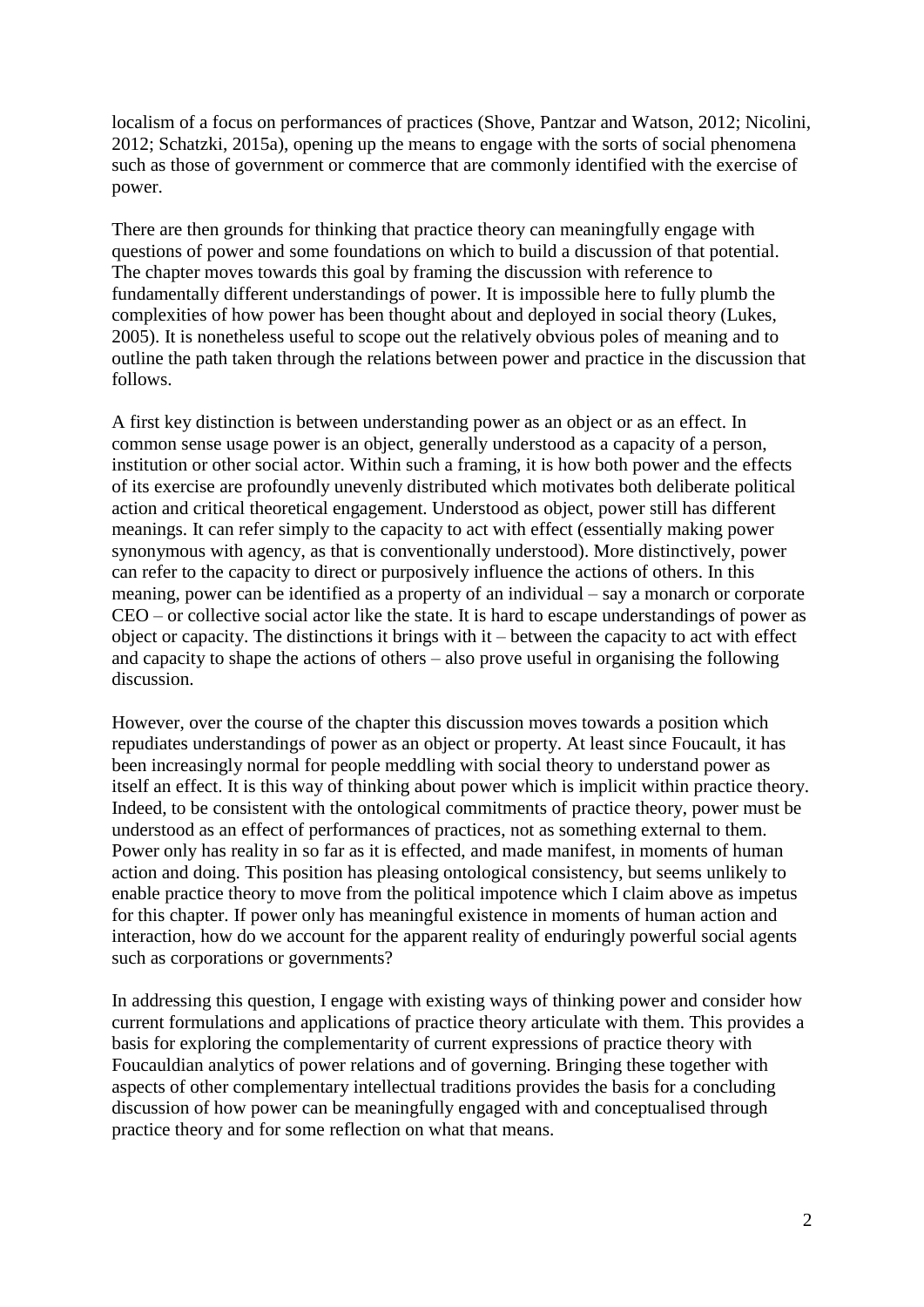localism of a focus on performances of practices (Shove, Pantzar and Watson, 2012; Nicolini, 2012; Schatzki, 2015a), opening up the means to engage with the sorts of social phenomena such as those of government or commerce that are commonly identified with the exercise of power.

There are then grounds for thinking that practice theory can meaningfully engage with questions of power and some foundations on which to build a discussion of that potential. The chapter moves towards this goal by framing the discussion with reference to fundamentally different understandings of power. It is impossible here to fully plumb the complexities of how power has been thought about and deployed in social theory (Lukes, 2005). It is nonetheless useful to scope out the relatively obvious poles of meaning and to outline the path taken through the relations between power and practice in the discussion that follows.

A first key distinction is between understanding power as an object or as an effect. In common sense usage power is an object, generally understood as a capacity of a person, institution or other social actor. Within such a framing, it is how both power and the effects of its exercise are profoundly unevenly distributed which motivates both deliberate political action and critical theoretical engagement. Understood as object, power still has different meanings. It can refer simply to the capacity to act with effect (essentially making power synonymous with agency, as that is conventionally understood). More distinctively, power can refer to the capacity to direct or purposively influence the actions of others. In this meaning, power can be identified as a property of an individual – say a monarch or corporate CEO – or collective social actor like the state. It is hard to escape understandings of power as object or capacity. The distinctions it brings with it – between the capacity to act with effect and capacity to shape the actions of others – also prove useful in organising the following discussion.

However, over the course of the chapter this discussion moves towards a position which repudiates understandings of power as an object or property. At least since Foucault, it has been increasingly normal for people meddling with social theory to understand power as itself an effect. It is this way of thinking about power which is implicit within practice theory. Indeed, to be consistent with the ontological commitments of practice theory, power must be understood as an effect of performances of practices, not as something external to them. Power only has reality in so far as it is effected, and made manifest, in moments of human action and doing. This position has pleasing ontological consistency, but seems unlikely to enable practice theory to move from the political impotence which I claim above as impetus for this chapter. If power only has meaningful existence in moments of human action and interaction, how do we account for the apparent reality of enduringly powerful social agents such as corporations or governments?

In addressing this question, I engage with existing ways of thinking power and consider how current formulations and applications of practice theory articulate with them. This provides a basis for exploring the complementarity of current expressions of practice theory with Foucauldian analytics of power relations and of governing. Bringing these together with aspects of other complementary intellectual traditions provides the basis for a concluding discussion of how power can be meaningfully engaged with and conceptualised through practice theory and for some reflection on what that means.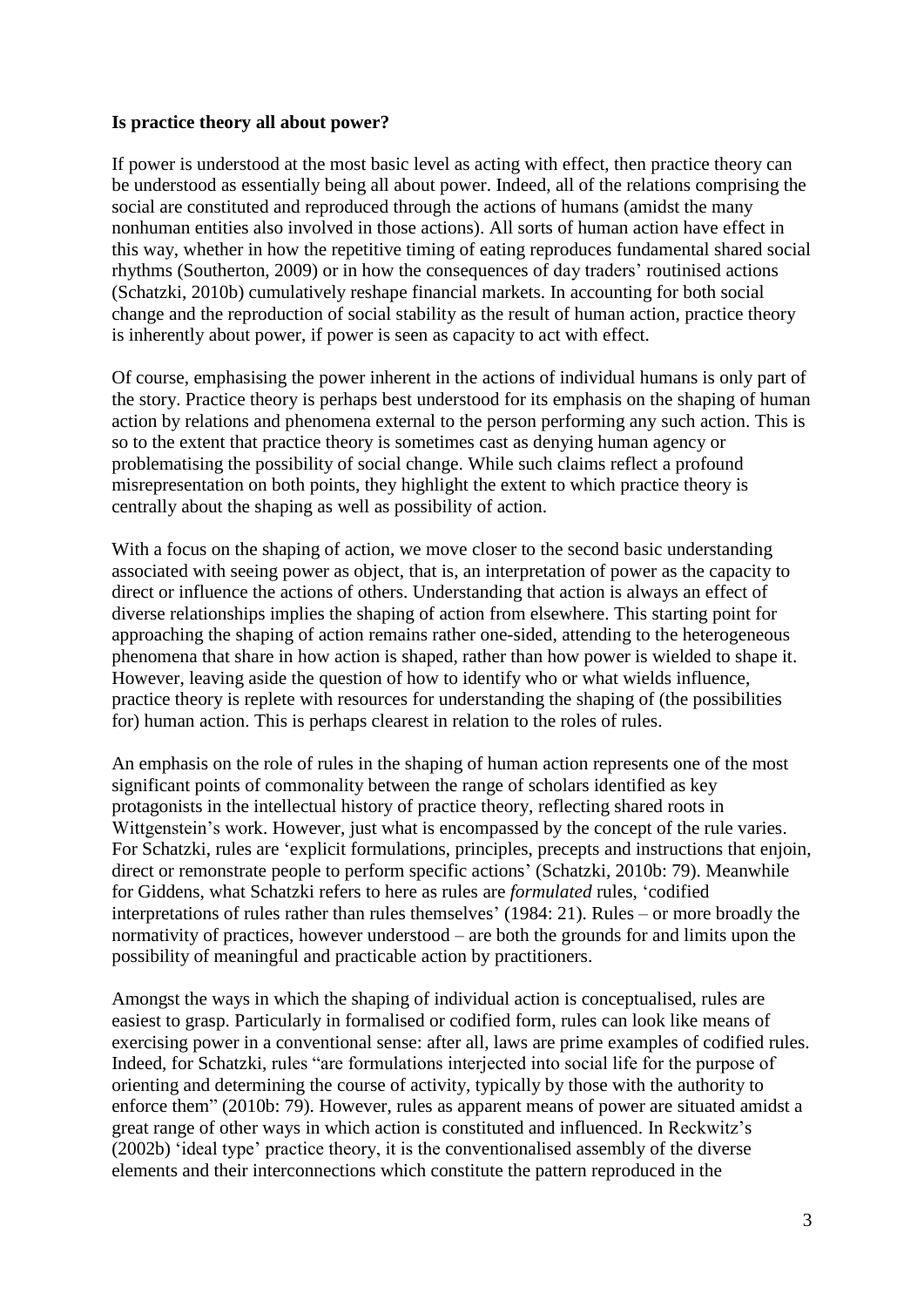**Is practice theory all about power?**

If power is understood at the most basic level as acting with effect, then practice theory can be understood as essentially being all about power. Indeed, all of the relations comprising the social are constituted and reproduced through the actions of humans (amidst the many nonhuman entities also involved in those actions). All sorts of human action have effect in this way, whether in how the repetitive timing of eating reproduces fundamental shared social rhythms (Southerton, 2009) or in how the consequences of day traders' routinised actions (Schatzki, 2010b) cumulatively reshape financial markets. In accounting for both social change and the reproduction of social stability as the result of human action, practice theory is inherently about power, if power is seen as capacity to act with effect.

Of course, emphasising the power inherent in the actions of individual humans is only part of the story. Practice theory is perhaps best understood for its emphasis on the shaping of human action by relations and phenomena external to the person performing any such action. This is so to the extent that practice theory is sometimes cast as denying human agency or problematising the possibility of social change. While such claims reflect a profound misrepresentation on both points, they highlight the extent to which practice theory is centrally about the shaping as well as possibility of action.

With a focus on the shaping of action, we move closer to the second basic understanding associated with seeing power as object, that is, an interpretation of power as the capacity to direct or influence the actions of others. Understanding that action is always an effect of diverse relationships implies the shaping of action from elsewhere. This starting point for approaching the shaping of action remains rather one-sided, attending to the heterogeneous phenomena that share in how action is shaped, rather than how power is wielded to shape it. However, leaving aside the question of how to identify who or what wields influence, practice theory is replete with resources for understanding the shaping of (the possibilities for) human action. This is perhaps clearest in relation to the roles of rules.

An emphasis on the role of rules in the shaping of human action represents one of the most significant points of commonality between the range of scholars identified as key protagonists in the intellectual history of practice theory, reflecting shared roots in Wittgenstein's work. However, just what is encompassed by the concept of the rule varies. For Schatzki, rules are 'explicit formulations, principles, precepts and instructions that enjoin, direct or remonstrate people to perform specific actions' (Schatzki, 2010b: 79). Meanwhile for Giddens, what Schatzki refers to here as rules are *formulated* rules, 'codified interpretations of rules rather than rules themselves' (1984: 21). Rules – or more broadly the normativity of practices, however understood – are both the grounds for and limits upon the possibility of meaningful and practicable action by practitioners.

Amongst the ways in which the shaping of individual action is conceptualised, rules are easiest to grasp. Particularly in formalised or codified form, rules can look like means of exercising power in a conventional sense: after all, laws are prime examples of codified rules. Indeed, for Schatzki, rules "are formulations interjected into social life for the purpose of orienting and determining the course of activity, typically by those with the authority to enforce them" (2010b: 79). However, rules as apparent means of power are situated amidst a great range of other ways in which action is constituted and influenced. In Reckwitz's (2002b) 'ideal type' practice theory, it is the conventionalised assembly of the diverse elements and their interconnections which constitute the pattern reproduced in the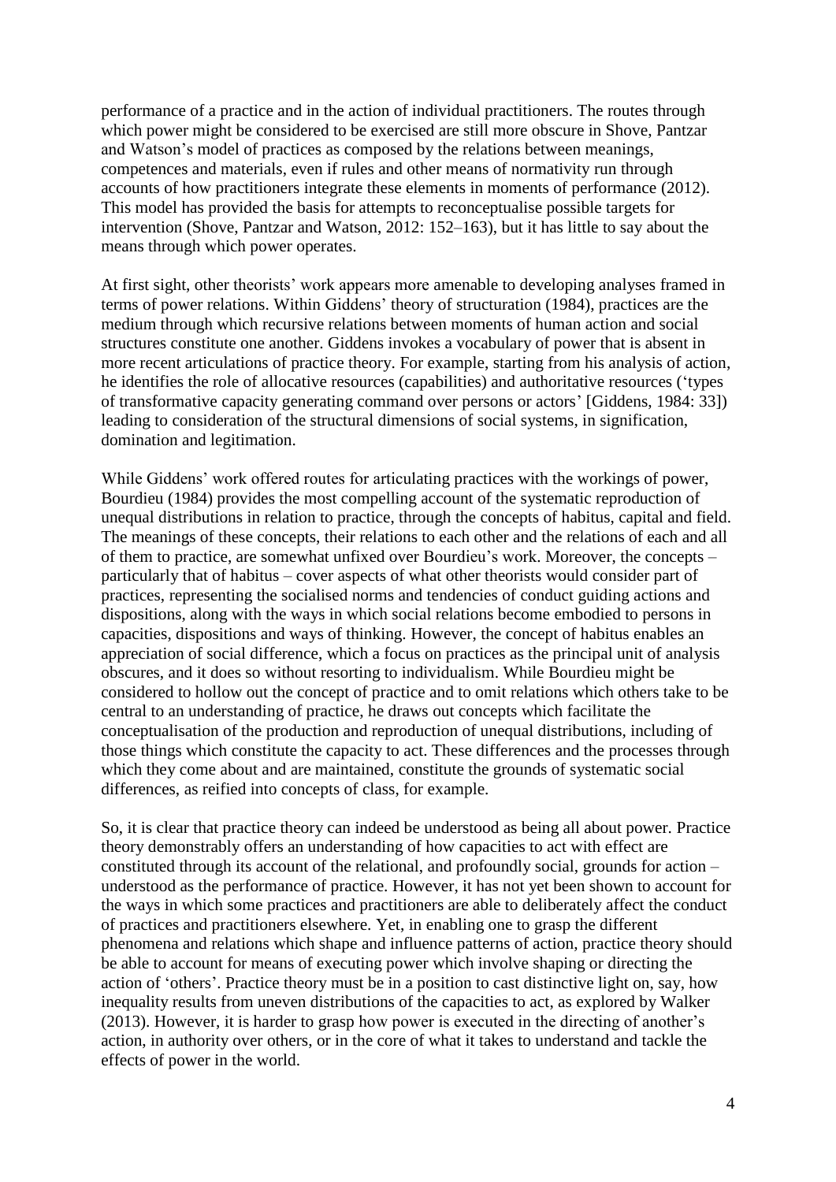performance of a practice and in the action of individual practitioners. The routes through which power might be considered to be exercised are still more obscure in Shove, Pantzar and Watson's model of practices as composed by the relations between meanings, competences and materials, even if rules and other means of normativity run through accounts of how practitioners integrate these elements in moments of performance (2012). This model has provided the basis for attempts to reconceptualise possible targets for intervention (Shove, Pantzar and Watson, 2012: 152–163), but it has little to say about the means through which power operates.

At first sight, other theorists' work appears more amenable to developing analyses framed in terms of power relations. Within Giddens' theory of structuration (1984), practices are the medium through which recursive relations between moments of human action and social structures constitute one another. Giddens invokes a vocabulary of power that is absent in more recent articulations of practice theory. For example, starting from his analysis of action, he identifies the role of allocative resources (capabilities) and authoritative resources ('types of transformative capacity generating command over persons or actors' [Giddens, 1984: 33]) leading to consideration of the structural dimensions of social systems, in signification, domination and legitimation.

While Giddens' work offered routes for articulating practices with the workings of power, Bourdieu (1984) provides the most compelling account of the systematic reproduction of unequal distributions in relation to practice, through the concepts of habitus, capital and field. The meanings of these concepts, their relations to each other and the relations of each and all of them to practice, are somewhat unfixed over Bourdieu's work. Moreover, the concepts – particularly that of habitus – cover aspects of what other theorists would consider part of practices, representing the socialised norms and tendencies of conduct guiding actions and dispositions, along with the ways in which social relations become embodied to persons in capacities, dispositions and ways of thinking. However, the concept of habitus enables an appreciation of social difference, which a focus on practices as the principal unit of analysis obscures, and it does so without resorting to individualism. While Bourdieu might be considered to hollow out the concept of practice and to omit relations which others take to be central to an understanding of practice, he draws out concepts which facilitate the conceptualisation of the production and reproduction of unequal distributions, including of those things which constitute the capacity to act. These differences and the processes through which they come about and are maintained, constitute the grounds of systematic social differences, as reified into concepts of class, for example.

So, it is clear that practice theory can indeed be understood as being all about power. Practice theory demonstrably offers an understanding of how capacities to act with effect are constituted through its account of the relational, and profoundly social, grounds for action – understood as the performance of practice. However, it has not yet been shown to account for the ways in which some practices and practitioners are able to deliberately affect the conduct of practices and practitioners elsewhere. Yet, in enabling one to grasp the different phenomena and relations which shape and influence patterns of action, practice theory should be able to account for means of executing power which involve shaping or directing the action of 'others'. Practice theory must be in a position to cast distinctive light on, say, how inequality results from uneven distributions of the capacities to act, as explored by Walker (2013). However, it is harder to grasp how power is executed in the directing of another's action, in authority over others, or in the core of what it takes to understand and tackle the effects of power in the world.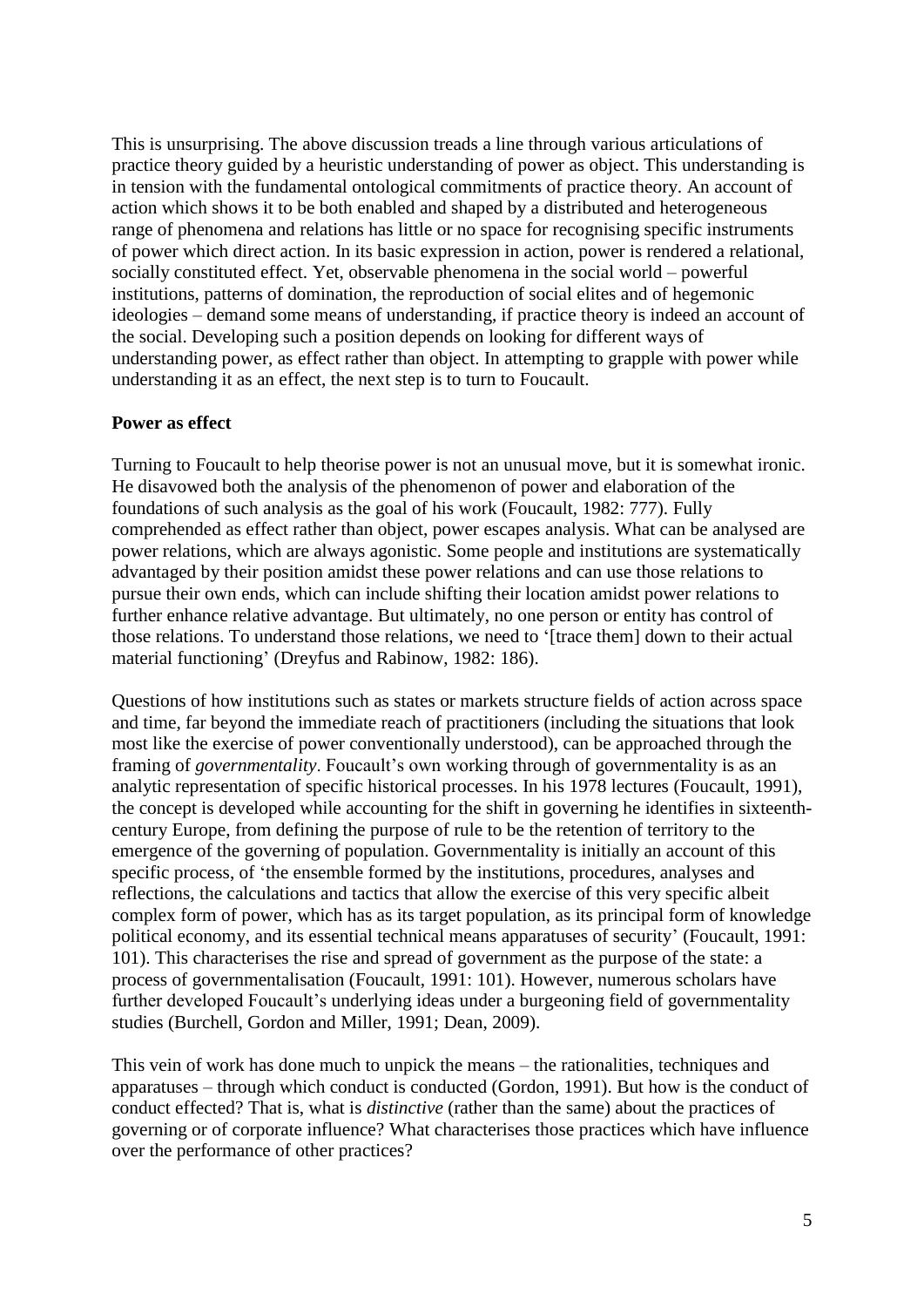This is unsurprising. The above discussion treads a line through various articulations of practice theory guided by a heuristic understanding of power as object. This understanding is in tension with the fundamental ontological commitments of practice theory. An account of action which shows it to be both enabled and shaped by a distributed and heterogeneous range of phenomena and relations has little or no space for recognising specific instruments of power which direct action. In its basic expression in action, power is rendered a relational, socially constituted effect. Yet, observable phenomena in the social world – powerful institutions, patterns of domination, the reproduction of social elites and of hegemonic ideologies – demand some means of understanding, if practice theory is indeed an account of the social. Developing such a position depends on looking for different ways of understanding power, as effect rather than object. In attempting to grapple with power while understanding it as an effect, the next step is to turn to Foucault.

## Power as effect

Turning to Foucault to help theorise power is not an unusual move, but it is somewhat ironic. He disavowed both the analysis of the phenomenon of power and elaboration of the foundations of such analysis as the goal of his work (Foucault, 1982: 777). Fully comprehended as effect rather than object, power escapes analysis. What can be analysed are power relations, which are always agonistic. Some people and institutions are systematically advantaged by their position amidst these power relations and can use those relations to pursue their own ends, which can include shifting their location amidst power relations to further enhance relative advantage. But ultimately, no one person or entity has control of those relations. To understand those relations, we need to '[trace them] down to their actual material functioning' (Dreyfus and Rabinow, 1982: 186).

Questions of how institutions such as states or markets structure fields of action across space and time, far beyond the immediate reach of practitioners (including the situations that look most like the exercise of power conventionally understood), can be approached through the framing of *governmentality*. Foucault's own working through of governmentality is as an analytic representation of specific historical processes. In his 1978 lectures (Foucault, 1991), the concept is developed while accounting for the shift in governing he identifies in sixteenth-century Europe, from defining the purpose of rule to be the retention of territory to the emergence of the governing of population. Governmentality is initially an account of this specific process, of 'the ensemble formed by the institutions, procedures, analyses and reflections, the calculations and tactics that allow the exercise of this very specific albeit complex form of power, which has as its target population, as its principal form of knowledge political economy, and its essential technical means apparatuses of security' (Foucault, 1991: 101). This characterises the rise and spread of government as the purpose of the state: a process of governmentalisation (Foucault, 1991: 101). However, numerous scholars have further developed Foucault's underlying ideas under a burgeoning field of governmentality studies (Burchell, Gordon and Miller, 1991; Dean, 2009).

This vein of work has done much to unpick the means – the rationalities, techniques and apparatuses – through which conduct is conducted (Gordon, 1991). But how is the conduct of conduct effected? That is, what is *distinctive* (rather than the same) about the practices of governing or of corporate influence? What characterises those practices which have influence over the performance of other practices?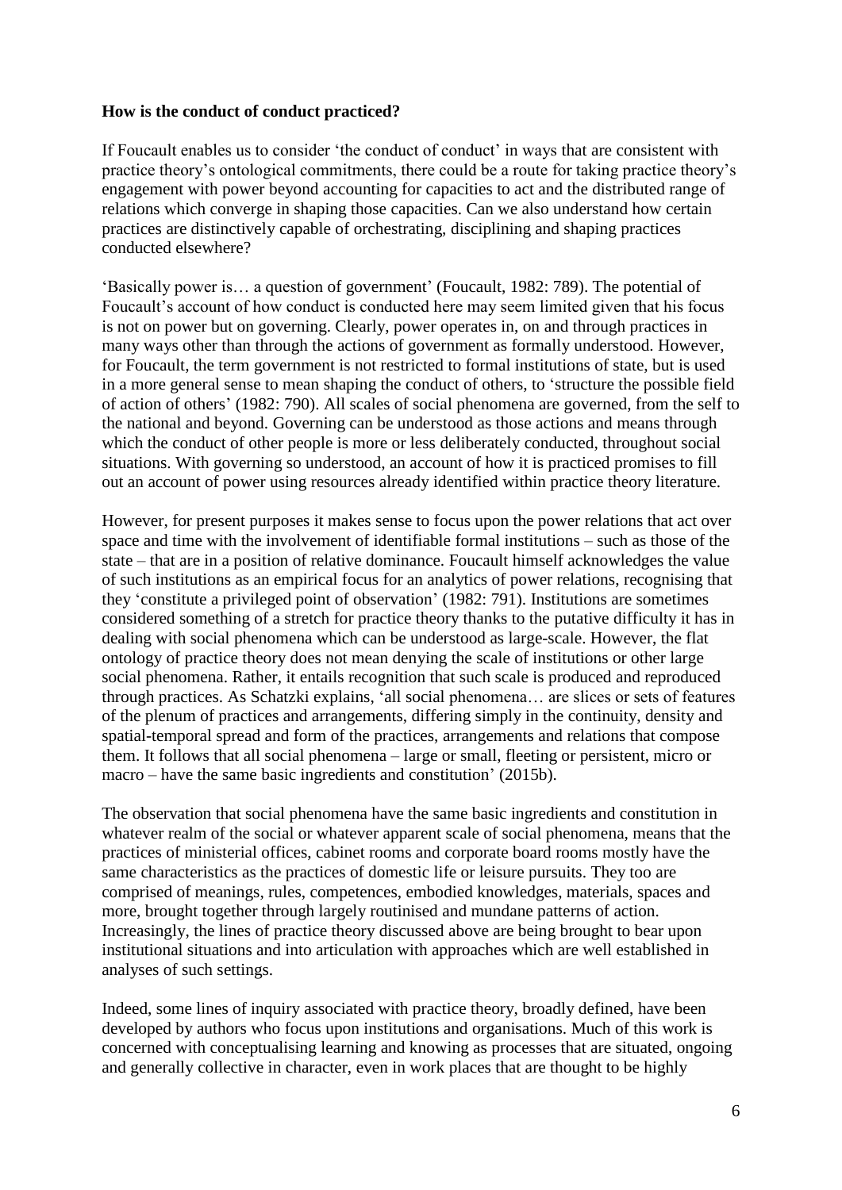**How is the conduct of conduct practiced?**

If Foucault enables us to consider 'the conduct of conduct' in ways that are consistent with practice theory's ontological commitments, there could be a route for taking practice theory's engagement with power beyond accounting for capacities to act and the distributed range of relations which converge in shaping those capacities. Can we also understand how certain practices are distinctively capable of orchestrating, disciplining and shaping practices conducted elsewhere?

'Basically power is… a question of government' (Foucault, 1982: 789). The potential of Foucault's account of how conduct is conducted here may seem limited given that his focus is not on power but on governing. Clearly, power operates in, on and through practices in many ways other than through the actions of government as formally understood. However, for Foucault, the term government is not restricted to formal institutions of state, but is used in a more general sense to mean shaping the conduct of others, to 'structure the possible field of action of others' (1982: 790). All scales of social phenomena are governed, from the self to the national and beyond. Governing can be understood as those actions and means through which the conduct of other people is more or less deliberately conducted, throughout social situations. With governing so understood, an account of how it is practiced promises to fill out an account of power using resources already identified within practice theory literature.

However, for present purposes it makes sense to focus upon the power relations that act over space and time with the involvement of identifiable formal institutions – such as those of the state – that are in a position of relative dominance. Foucault himself acknowledges the value of such institutions as an empirical focus for an analytics of power relations, recognising that they 'constitute a privileged point of observation' (1982: 791). Institutions are sometimes considered something of a stretch for practice theory thanks to the putative difficulty it has in dealing with social phenomena which can be understood as large-scale. However, the flat ontology of practice theory does not mean denying the scale of institutions or other large social phenomena. Rather, it entails recognition that such scale is produced and reproduced through practices. As Schatzki explains, 'all social phenomena… are slices or sets of features of the plenum of practices and arrangements, differing simply in the continuity, density and spatial-temporal spread and form of the practices, arrangements and relations that compose them. It follows that all social phenomena – large or small, fleeting or persistent, micro or macro – have the same basic ingredients and constitution' (2015b).

The observation that social phenomena have the same basic ingredients and constitution in whatever realm of the social or whatever apparent scale of social phenomena, means that the practices of ministerial offices, cabinet rooms and corporate board rooms mostly have the same characteristics as the practices of domestic life or leisure pursuits. They too are comprised of meanings, rules, competences, embodied knowledges, materials, spaces and more, brought together through largely routinised and mundane patterns of action. Increasingly, the lines of practice theory discussed above are being brought to bear upon institutional situations and into articulation with approaches which are well established in analyses of such settings.

Indeed, some lines of inquiry associated with practice theory, broadly defined, have been developed by authors who focus upon institutions and organisations. Much of this work is concerned with conceptualising learning and knowing as processes that are situated, ongoing and generally collective in character, even in work places that are thought to be highly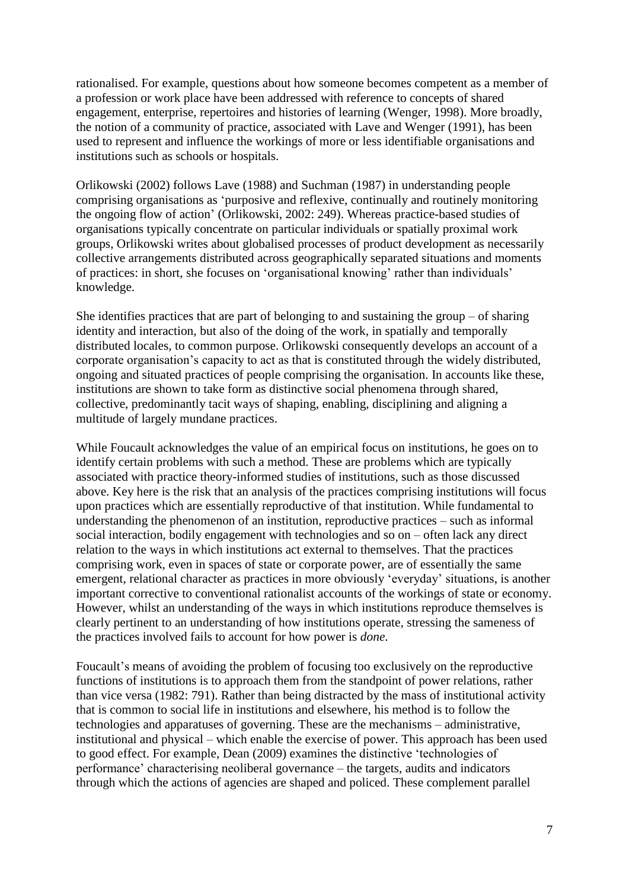rationalised. For example, questions about how someone becomes competent as a member of a profession or work place have been addressed with reference to concepts of shared engagement, enterprise, repertoires and histories of learning (Wenger, 1998). More broadly, the notion of a community of practice, associated with Lave and Wenger (1991), has been used to represent and influence the workings of more or less identifiable organisations and institutions such as schools or hospitals.

Orlikowski (2002) follows Lave (1988) and Suchman (1987) in understanding people comprising organisations as 'purposive and reflexive, continually and routinely monitoring the ongoing flow of action' (Orlikowski, 2002: 249). Whereas practice-based studies of organisations typically concentrate on particular individuals or spatially proximal work groups, Orlikowski writes about globalised processes of product development as necessarily collective arrangements distributed across geographically separated situations and moments of practices: in short, she focuses on 'organisational knowing' rather than individuals' knowledge.

She identifies practices that are part of belonging to and sustaining the group – of sharing identity and interaction, but also of the doing of the work, in spatially and temporally distributed locales, to common purpose. Orlikowski consequently develops an account of a corporate organisation's capacity to act as that is constituted through the widely distributed, ongoing and situated practices of people comprising the organisation. In accounts like these, institutions are shown to take form as distinctive social phenomena through shared, collective, predominantly tacit ways of shaping, enabling, disciplining and aligning a multitude of largely mundane practices.

While Foucault acknowledges the value of an empirical focus on institutions, he goes on to identify certain problems with such a method. These are problems which are typically associated with practice theory-informed studies of institutions, such as those discussed above. Key here is the risk that an analysis of the practices comprising institutions will focus upon practices which are essentially reproductive of that institution. While fundamental to understanding the phenomenon of an institution, reproductive practices – such as informal social interaction, bodily engagement with technologies and so on – often lack any direct relation to the ways in which institutions act external to themselves. That the practices comprising work, even in spaces of state or corporate power, are of essentially the same emergent, relational character as practices in more obviously 'everyday' situations, is another important corrective to conventional rationalist accounts of the workings of state or economy. However, whilst an understanding of the ways in which institutions reproduce themselves is clearly pertinent to an understanding of how institutions operate, stressing the sameness of the practices involved fails to account for how power is *done*.

Foucault's means of avoiding the problem of focusing too exclusively on the reproductive functions of institutions is to approach them from the standpoint of power relations, rather than vice versa (1982: 791). Rather than being distracted by the mass of institutional activity that is common to social life in institutions and elsewhere, his method is to follow the technologies and apparatuses of governing. These are the mechanisms – administrative, institutional and physical – which enable the exercise of power. This approach has been used to good effect. For example, Dean (2009) examines the distinctive 'technologies of performance' characterising neoliberal governance – the targets, audits and indicators through which the actions of agencies are shaped and policed. These complement parallel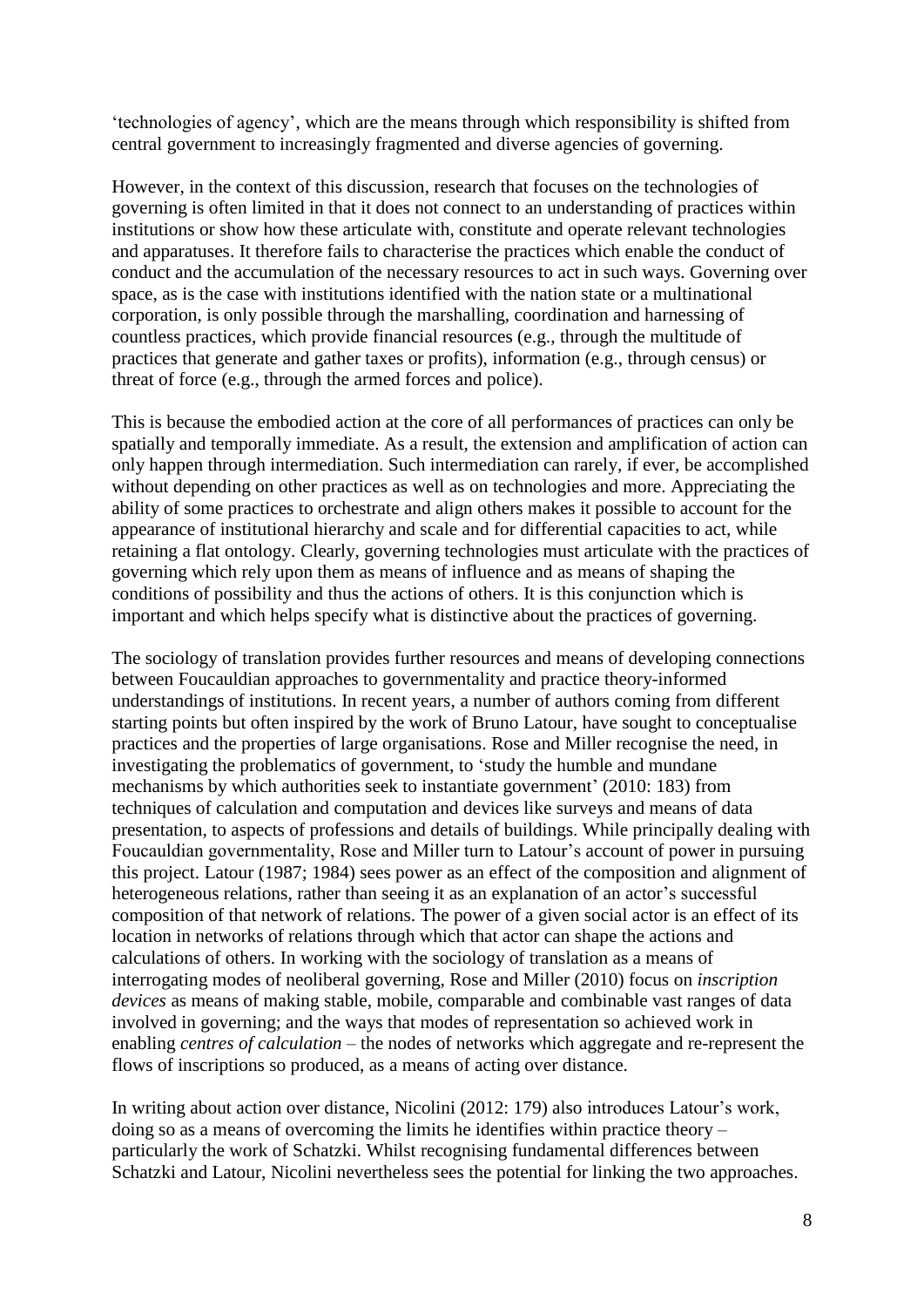'technologies of agency', which are the means through which responsibility is shifted from central government to increasingly fragmented and diverse agencies of governing.

However, in the context of this discussion, research that focuses on the technologies of governing is often limited in that it does not connect to an understanding of practices within institutions or show how these articulate with, constitute and operate relevant technologies and apparatuses. It therefore fails to characterise the practices which enable the conduct of conduct and the accumulation of the necessary resources to act in such ways. Governing over space, as is the case with institutions identified with the nation state or a multinational corporation, is only possible through the marshalling, coordination and harnessing of countless practices, which provide financial resources (e.g., through the multitude of practices that generate and gather taxes or profits), information (e.g., through census) or threat of force (e.g., through the armed forces and police).

This is because the embodied action at the core of all performances of practices can only be spatially and temporally immediate. As a result, the extension and amplification of action can only happen through intermediation. Such intermediation can rarely, if ever, be accomplished without depending on other practices as well as on technologies and more. Appreciating the ability of some practices to orchestrate and align others makes it possible to account for the appearance of institutional hierarchy and scale and for differential capacities to act, while retaining a flat ontology. Clearly, governing technologies must articulate with the practices of governing which rely upon them as means of influence and as means of shaping the conditions of possibility and thus the actions of others. It is this conjunction which is important and which helps specify what is distinctive about the practices of governing.

The sociology of translation provides further resources and means of developing connections between Foucauldian approaches to governmentality and practice theory-informed understandings of institutions. In recent years, a number of authors coming from different starting points but often inspired by the work of Bruno Latour, have sought to conceptualise practices and the properties of large organisations. Rose and Miller recognise the need, in investigating the problematics of government, to 'study the humble and mundane mechanisms by which authorities seek to instantiate government' (2010: 183) from techniques of calculation and computation and devices like surveys and means of data presentation, to aspects of professions and details of buildings. While principally dealing with Foucauldian governmentality, Rose and Miller turn to Latour's account of power in pursuing this project. Latour (1987; 1984) sees power as an effect of the composition and alignment of heterogeneous relations, rather than seeing it as an explanation of an actor's successful composition of that network of relations. The power of a given social actor is an effect of its location in networks of relations through which that actor can shape the actions and calculations of others. In working with the sociology of translation as a means of interrogating modes of neoliberal governing, Rose and Miller (2010) focus on *inscription devices* as means of making stable, mobile, comparable and combinable vast ranges of data involved in governing; and the ways that modes of representation so achieved work in enabling *centres of calculation* – the nodes of networks which aggregate and re-represent the flows of inscriptions so produced, as a means of acting over distance.

In writing about action over distance, Nicolini (2012: 179) also introduces Latour's work, doing so as a means of overcoming the limits he identifies within practice theory – particularly the work of Schatzki. Whilst recognising fundamental differences between Schatzki and Latour, Nicolini nevertheless sees the potential for linking the two approaches.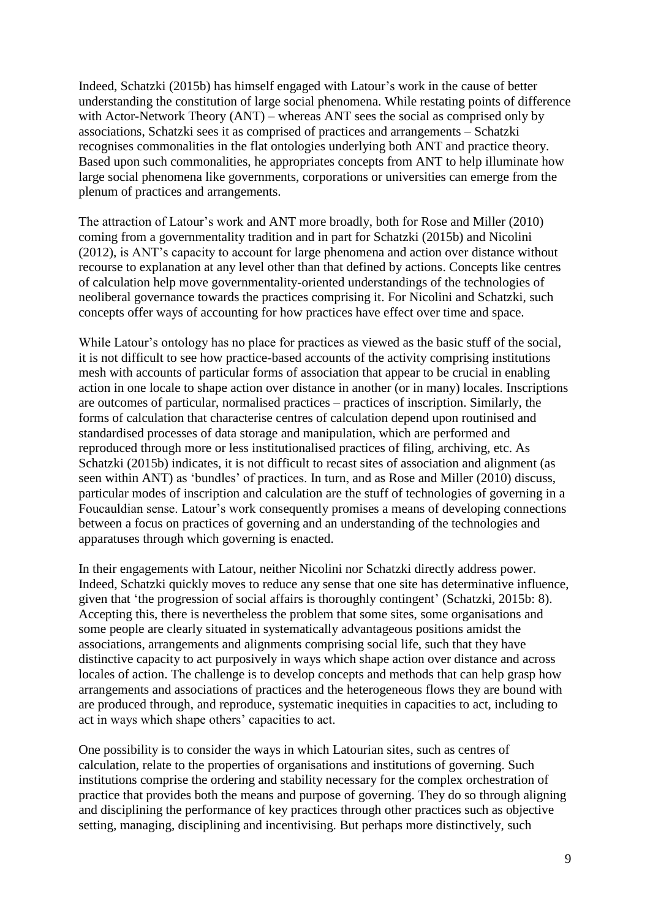Indeed, Schatzki (2015b) has himself engaged with Latour's work in the cause of better understanding the constitution of large social phenomena. While restating points of difference with Actor-Network Theory (ANT) – whereas ANT sees the social as comprised only by associations, Schatzki sees it as comprised of practices and arrangements – Schatzki recognises commonalities in the flat ontologies underlying both ANT and practice theory. Based upon such commonalities, he appropriates concepts from ANT to help illuminate how large social phenomena like governments, corporations or universities can emerge from the plenum of practices and arrangements.

The attraction of Latour's work and ANT more broadly, both for Rose and Miller (2010) coming from a governmentality tradition and in part for Schatzki (2015b) and Nicolini (2012), is ANT's capacity to account for large phenomena and action over distance without recourse to explanation at any level other than that defined by actions. Concepts like centres of calculation help move governmentality-oriented understandings of the technologies of neoliberal governance towards the practices comprising it. For Nicolini and Schatzki, such concepts offer ways of accounting for how practices have effect over time and space.

While Latour's ontology has no place for practices as viewed as the basic stuff of the social, it is not difficult to see how practice-based accounts of the activity comprising institutions mesh with accounts of particular forms of association that appear to be crucial in enabling action in one locale to shape action over distance in another (or in many) locales. Inscriptions are outcomes of particular, normalised practices – practices of inscription. Similarly, the forms of calculation that characterise centres of calculation depend upon routinised and standardised processes of data storage and manipulation, which are performed and reproduced through more or less institutionalised practices of filing, archiving, etc. As Schatzki (2015b) indicates, it is not difficult to recast sites of association and alignment (as seen within ANT) as 'bundles' of practices. In turn, and as Rose and Miller (2010) discuss, particular modes of inscription and calculation are the stuff of technologies of governing in a Foucauldian sense. Latour's work consequently promises a means of developing connections between a focus on practices of governing and an understanding of the technologies and apparatuses through which governing is enacted.

In their engagements with Latour, neither Nicolini nor Schatzki directly address power. Indeed, Schatzki quickly moves to reduce any sense that one site has determinative influence, given that 'the progression of social affairs is thoroughly contingent' (Schatzki, 2015b: 8). Accepting this, there is nevertheless the problem that some sites, some organisations and some people are clearly situated in systematically advantageous positions amidst the associations, arrangements and alignments comprising social life, such that they have distinctive capacity to act purposively in ways which shape action over distance and across locales of action. The challenge is to develop concepts and methods that can help grasp how arrangements and associations of practices and the heterogeneous flows they are bound with are produced through, and reproduce, systematic inequities in capacities to act, including to act in ways which shape others' capacities to act.

One possibility is to consider the ways in which Latourian sites, such as centres of calculation, relate to the properties of organisations and institutions of governing. Such institutions comprise the ordering and stability necessary for the complex orchestration of practice that provides both the means and purpose of governing. They do so through aligning and disciplining the performance of key practices through other practices such as objective setting, managing, disciplining and incentivising. But perhaps more distinctively, such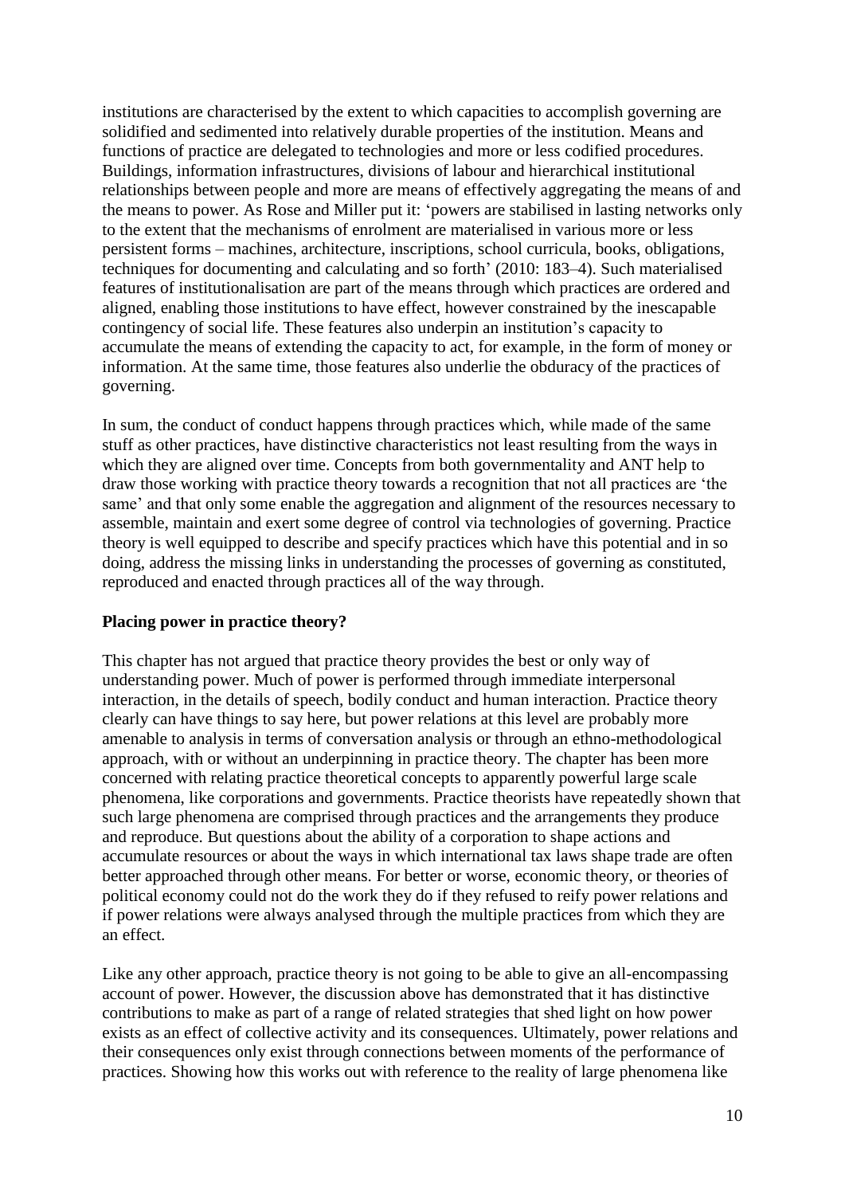institutions are characterised by the extent to which capacities to accomplish governing are solidified and sedimented into relatively durable properties of the institution. Means and functions of practice are delegated to technologies and more or less codified procedures. Buildings, information infrastructures, divisions of labour and hierarchical institutional relationships between people and more are means of effectively aggregating the means of and the means to power. As Rose and Miller put it: 'powers are stabilised in lasting networks only to the extent that the mechanisms of enrolment are materialised in various more or less persistent forms – machines, architecture, inscriptions, school curricula, books, obligations, techniques for documenting and calculating and so forth' (2010: 183–4). Such materialised features of institutionalisation are part of the means through which practices are ordered and aligned, enabling those institutions to have effect, however constrained by the inescapable contingency of social life. These features also underpin an institution's capacity to accumulate the means of extending the capacity to act, for example, in the form of money or information. At the same time, those features also underlie the obduracy of the practices of governing.

In sum, the conduct of conduct happens through practices which, while made of the same stuff as other practices, have distinctive characteristics not least resulting from the ways in which they are aligned over time. Concepts from both governmentality and ANT help to draw those working with practice theory towards a recognition that not all practices are 'the same' and that only some enable the aggregation and alignment of the resources necessary to assemble, maintain and exert some degree of control via technologies of governing. Practice theory is well equipped to describe and specify practices which have this potential and in so doing, address the missing links in understanding the processes of governing as constituted, reproduced and enacted through practices all of the way through.

**Placing power in practice theory?**

This chapter has not argued that practice theory provides the best or only way of understanding power. Much of power is performed through immediate interpersonal interaction, in the details of speech, bodily conduct and human interaction. Practice theory clearly can have things to say here, but power relations at this level are probably more amenable to analysis in terms of conversation analysis or through an ethno-methodological approach, with or without an underpinning in practice theory. The chapter has been more concerned with relating practice theoretical concepts to apparently powerful large scale phenomena, like corporations and governments. Practice theorists have repeatedly shown that such large phenomena are comprised through practices and the arrangements they produce and reproduce. But questions about the ability of a corporation to shape actions and accumulate resources or about the ways in which international tax laws shape trade are often better approached through other means. For better or worse, economic theory, or theories of political economy could not do the work they do if they refused to reify power relations and if power relations were always analysed through the multiple practices from which they are an effect.

Like any other approach, practice theory is not going to be able to give an all-encompassing account of power. However, the discussion above has demonstrated that it has distinctive contributions to make as part of a range of related strategies that shed light on how power exists as an effect of collective activity and its consequences. Ultimately, power relations and their consequences only exist through connections between moments of the performance of practices. Showing how this works out with reference to the reality of large phenomena like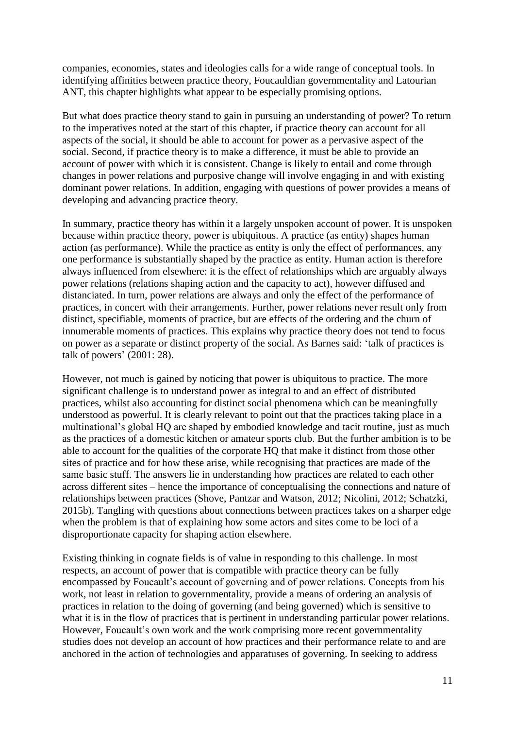companies, economies, states and ideologies calls for a wide range of conceptual tools. In identifying affinities between practice theory, Foucauldian governmentality and Latourian ANT, this chapter highlights what appear to be especially promising options.

But what does practice theory stand to gain in pursuing an understanding of power? To return to the imperatives noted at the start of this chapter, if practice theory can account for all aspects of the social, it should be able to account for power as a pervasive aspect of the social. Second, if practice theory is to make a difference, it must be able to provide an account of power with which it is consistent. Change is likely to entail and come through changes in power relations and purposive change will involve engaging in and with existing dominant power relations. In addition, engaging with questions of power provides a means of developing and advancing practice theory.

In summary, practice theory has within it a largely unspoken account of power. It is unspoken because within practice theory, power is ubiquitous. A practice (as entity) shapes human action (as performance). While the practice as entity is only the effect of performances, any one performance is substantially shaped by the practice as entity. Human action is therefore always influenced from elsewhere: it is the effect of relationships which are arguably always power relations (relations shaping action and the capacity to act), however diffused and distanciated. In turn, power relations are always and only the effect of the performance of practices, in concert with their arrangements. Further, power relations never result only from distinct, specifiable, moments of practice, but are effects of the ordering and the churn of innumerable moments of practices. This explains why practice theory does not tend to focus on power as a separate or distinct property of the social. As Barnes said: 'talk of practices is talk of powers' (2001: 28).

However, not much is gained by noticing that power is ubiquitous to practice. The more significant challenge is to understand power as integral to and an effect of distributed practices, whilst also accounting for distinct social phenomena which can be meaningfully understood as powerful. It is clearly relevant to point out that the practices taking place in a multinational's global HQ are shaped by embodied knowledge and tacit routine, just as much as the practices of a domestic kitchen or amateur sports club. But the further ambition is to be able to account for the qualities of the corporate HQ that make it distinct from those other sites of practice and for how these arise, while recognising that practices are made of the same basic stuff. The answers lie in understanding how practices are related to each other across different sites – hence the importance of conceptualising the connections and nature of relationships between practices (Shove, Pantzar and Watson, 2012; Nicolini, 2012; Schatzki, 2015b). Tangling with questions about connections between practices takes on a sharper edge when the problem is that of explaining how some actors and sites come to be loci of a disproportionate capacity for shaping action elsewhere.

Existing thinking in cognate fields is of value in responding to this challenge. In most respects, an account of power that is compatible with practice theory can be fully encompassed by Foucault's account of governing and of power relations. Concepts from his work, not least in relation to governmentality, provide a means of ordering an analysis of practices in relation to the doing of governing (and being governed) which is sensitive to what it is in the flow of practices that is pertinent in understanding particular power relations. However, Foucault's own work and the work comprising more recent governmentality studies does not develop an account of how practices and their performance relate to and are anchored in the action of technologies and apparatuses of governing. In seeking to address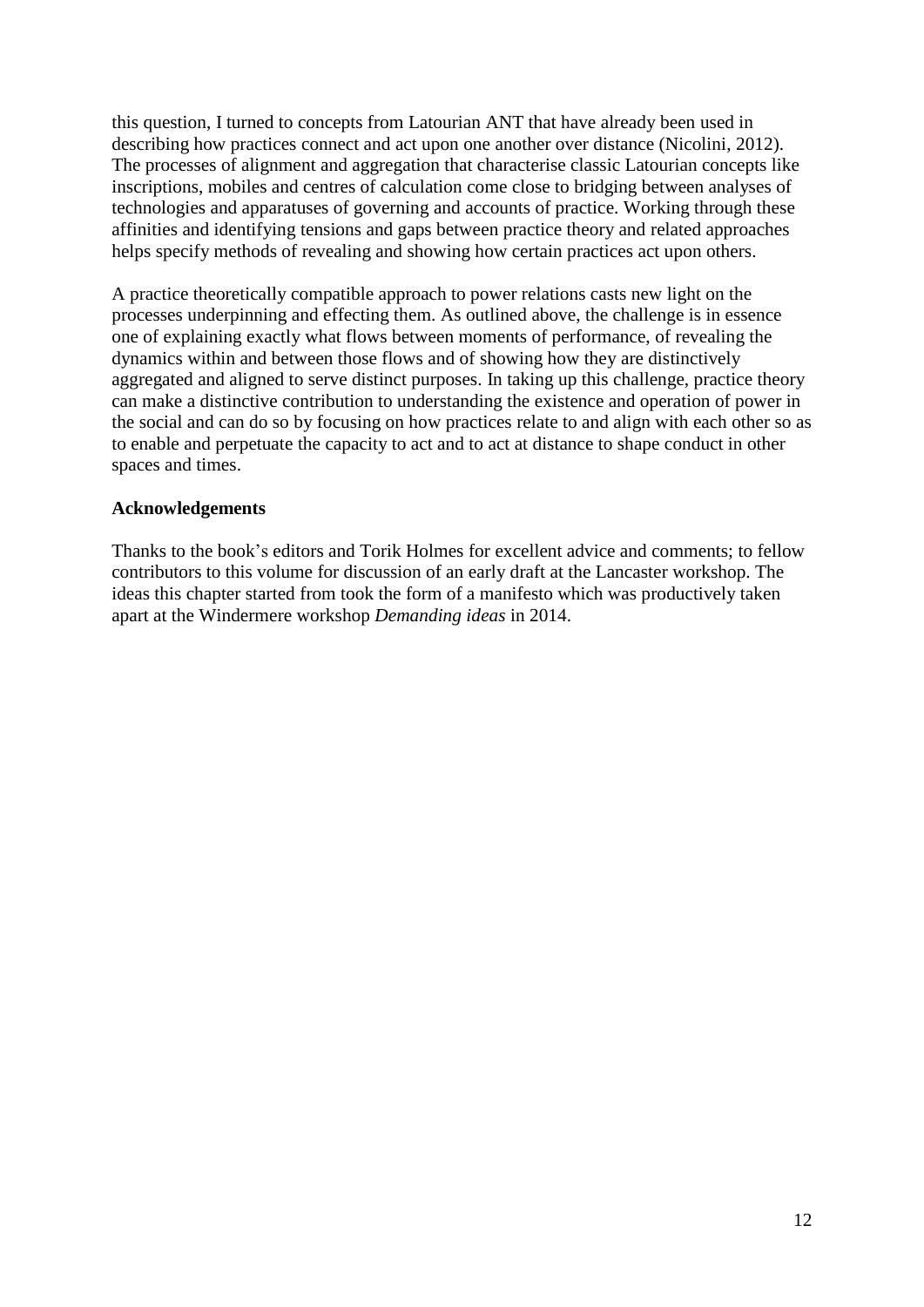this question, I turned to concepts from Latourian ANT that have already been used in describing how practices connect and act upon one another over distance (Nicolini, 2012). The processes of alignment and aggregation that characterise classic Latourian concepts like inscriptions, mobiles and centres of calculation come close to bridging between analyses of technologies and apparatuses of governing and accounts of practice. Working through these affinities and identifying tensions and gaps between practice theory and related approaches helps specify methods of revealing and showing how certain practices act upon others.

A practice theoretically compatible approach to power relations casts new light on the processes underpinning and effecting them. As outlined above, the challenge is in essence one of explaining exactly what flows between moments of performance, of revealing the dynamics within and between those flows and of showing how they are distinctively aggregated and aligned to serve distinct purposes. In taking up this challenge, practice theory can make a distinctive contribution to understanding the existence and operation of power in the social and can do so by focusing on how practices relate to and align with each other so as to enable and perpetuate the capacity to act and to act at distance to shape conduct in other spaces and times.

**Acknowledgements**

Thanks to the book's editors and Torik Holmes for excellent advice and comments; to fellow contributors to this volume for discussion of an early draft at the Lancaster workshop. The ideas this chapter started from took the form of a manifesto which was productively taken apart at the Windermere workshop *Demanding ideas* in 2014.